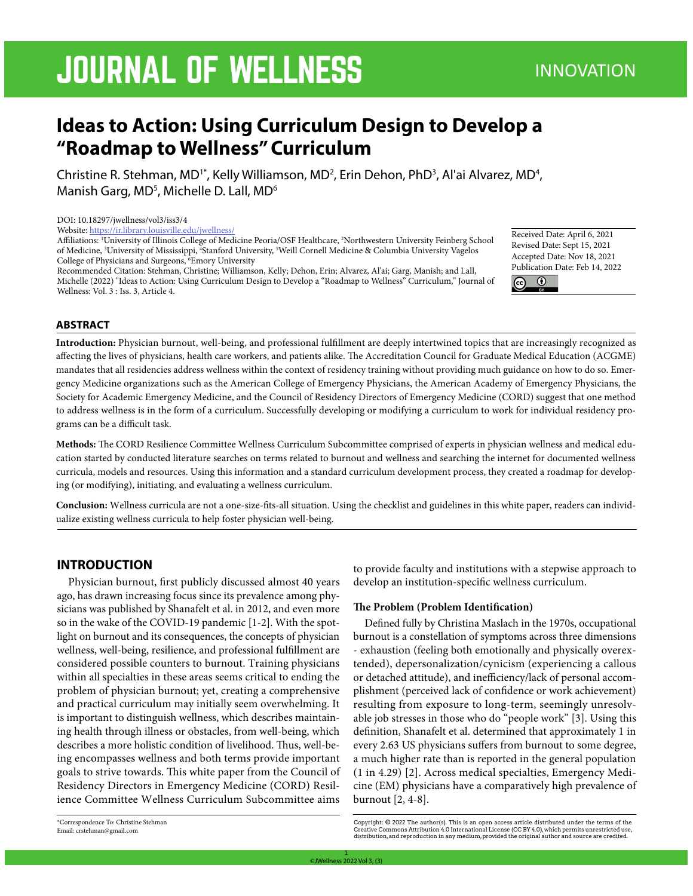# Ideas to Action: Using Curriculum Design to Develop a "Roadmap to Wellness" Curriculum

Christine R. Stehman, MD[1*], Kelly Williamson, MD[2], Erin Dehon, PhD[3], Al'ai Alvarez, MD[4], Manish Garg, MD[5], Michelle D. Lall, MD[6]

DOI: 10.18297/jwellness/vol3/iss3/4

Website: https://ir.library.louisville.edu/jwellness/

Affiliations: [1]University of Illinois College of Medicine Peoria/OSF Healthcare, [2]Northwestern University Feinberg School of Medicine, [3]University of Mississippi, [4]Stanford University, [5]Weill Cornell Medicine & Columbia University Vagelos College of Physicians and Surgeons, [6]Emory University

Recommended Citation: Stehman, Christine; Williamson, Kelly; Dehon, Erin; Alvarez, Al'ai; Garg, Manish; and Lall, Michelle (2022) "Ideas to Action: Using Curriculum Design to Develop a "Roadmap to Wellness" Curriculum," Journal of Wellness: Vol. 3 : Iss. 3, Article 4.

Received Date: April 6, 2021
Revised Date: Sept 15, 2021
Accepted Date: Nov 18, 2021
Publication Date: Feb 14, 2022

## ABSTRACT

**Introduction:** Physician burnout, well-being, and professional fulfillment are deeply intertwined topics that are increasingly recognized as affecting the lives of physicians, health care workers, and patients alike. The Accreditation Council for Graduate Medical Education (ACGME) mandates that all residencies address wellness within the context of residency training without providing much guidance on how to do so. Emergency Medicine organizations such as the American College of Emergency Physicians, the American Academy of Emergency Physicians, the Society for Academic Emergency Medicine, and the Council of Residency Directors of Emergency Medicine (CORD) suggest that one method to address wellness is in the form of a curriculum. Successfully developing or modifying a curriculum to work for individual residency programs can be a difficult task.

**Methods:** The CORD Resilience Committee Wellness Curriculum Subcommittee comprised of experts in physician wellness and medical education started by conducted literature searches on terms related to burnout and wellness and searching the internet for documented wellness curricula, models and resources. Using this information and a standard curriculum development process, they created a roadmap for developing (or modifying), initiating, and evaluating a wellness curriculum.

**Conclusion:** Wellness curricula are not a one-size-fits-all situation. Using the checklist and guidelines in this white paper, readers can individualize existing wellness curricula to help foster physician well-being.

## INTRODUCTION

Physician burnout, first publicly discussed almost 40 years ago, has drawn increasing focus since its prevalence among physicians was published by Shanafelt et al. in 2012, and even more so in the wake of the COVID-19 pandemic [1-2]. With the spotlight on burnout and its consequences, the concepts of physician wellness, well-being, resilience, and professional fulfillment are considered possible counters to burnout. Training physicians within all specialties in these areas seems critical to ending the problem of physician burnout; yet, creating a comprehensive and practical curriculum may initially seem overwhelming. It is important to distinguish wellness, which describes maintaining health through illness or obstacles, from well-being, which describes a more holistic condition of livelihood. Thus, well-being encompasses wellness and both terms provide important goals to strive towards. This white paper from the Council of Residency Directors in Emergency Medicine (CORD) Resilience Committee Wellness Curriculum Subcommittee aims to provide faculty and institutions with a stepwise approach to develop an institution-specific wellness curriculum.

### The Problem (Problem Identification)

Defined fully by Christina Maslach in the 1970s, occupational burnout is a constellation of symptoms across three dimensions - exhaustion (feeling both emotionally and physically overextended), depersonalization/cynicism (experiencing a callous or detached attitude), and inefficiency/lack of personal accomplishment (perceived lack of confidence or work achievement) resulting from exposure to long-term, seemingly unresolvable job stresses in those who do "people work" [3]. Using this definition, Shanafelt et al. determined that approximately 1 in every 2.63 US physicians suffers from burnout to some degree, a much higher rate than is reported in the general population (1 in 4.29) [2]. Across medical specialties, Emergency Medicine (EM) physicians have a comparatively high prevalence of burnout [2, 4-8].

*Correspondence To: Christine Stehman
Email: crstehman@gmail.com

Copyright: © 2022 The author(s). This is an open access article distributed under the terms of the Creative Commons Attribution 4.0 International License (CC BY 4.0), which permits unrestricted use, distribution, and reproduction in any medium, provided the original author and source are credited.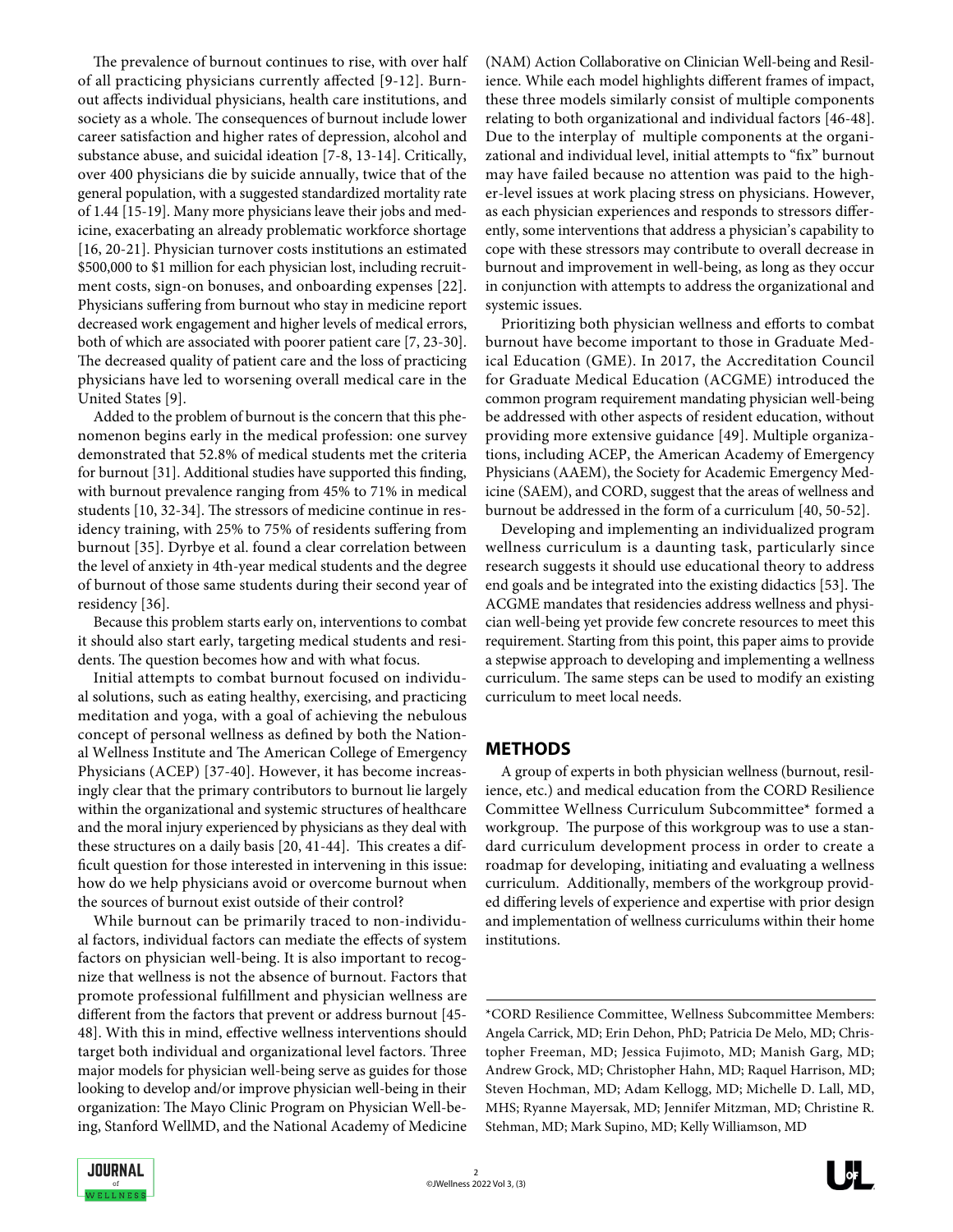The prevalence of burnout continues to rise, with over half of all practicing physicians currently affected [9-12]. Burnout affects individual physicians, health care institutions, and society as a whole. The consequences of burnout include lower career satisfaction and higher rates of depression, alcohol and substance abuse, and suicidal ideation [7-8, 13-14]. Critically, over 400 physicians die by suicide annually, twice that of the general population, with a suggested standardized mortality rate of 1.44 [15-19]. Many more physicians leave their jobs and medicine, exacerbating an already problematic workforce shortage [16, 20-21]. Physician turnover costs institutions an estimated $500,000 to $1 million for each physician lost, including recruitment costs, sign-on bonuses, and onboarding expenses [22]. Physicians suffering from burnout who stay in medicine report decreased work engagement and higher levels of medical errors, both of which are associated with poorer patient care [7, 23-30]. The decreased quality of patient care and the loss of practicing physicians have led to worsening overall medical care in the United States [9].

Added to the problem of burnout is the concern that this phenomenon begins early in the medical profession: one survey demonstrated that 52.8% of medical students met the criteria for burnout [31]. Additional studies have supported this finding, with burnout prevalence ranging from 45% to 71% in medical students [10, 32-34]. The stressors of medicine continue in residency training, with 25% to 75% of residents suffering from burnout [35]. Dyrbye et al. found a clear correlation between the level of anxiety in 4th-year medical students and the degree of burnout of those same students during their second year of residency [36].

Because this problem starts early on, interventions to combat it should also start early, targeting medical students and residents. The question becomes how and with what focus.

Initial attempts to combat burnout focused on individual solutions, such as eating healthy, exercising, and practicing meditation and yoga, with a goal of achieving the nebulous concept of personal wellness as defined by both the National Wellness Institute and The American College of Emergency Physicians (ACEP) [37-40]. However, it has become increasingly clear that the primary contributors to burnout lie largely within the organizational and systemic structures of healthcare and the moral injury experienced by physicians as they deal with these structures on a daily basis [20, 41-44]. This creates a difficult question for those interested in intervening in this issue: how do we help physicians avoid or overcome burnout when the sources of burnout exist outside of their control?

While burnout can be primarily traced to non-individual factors, individual factors can mediate the effects of system factors on physician well-being. It is also important to recognize that wellness is not the absence of burnout. Factors that promote professional fulfillment and physician wellness are different from the factors that prevent or address burnout [45-48]. With this in mind, effective wellness interventions should target both individual and organizational level factors. Three major models for physician well-being serve as guides for those looking to develop and/or improve physician well-being in their organization: The Mayo Clinic Program on Physician Well-being, Stanford WellMD, and the National Academy of Medicine (NAM) Action Collaborative on Clinician Well-being and Resilience. While each model highlights different frames of impact, these three models similarly consist of multiple components relating to both organizational and individual factors [46-48]. Due to the interplay of multiple components at the organizational and individual level, initial attempts to "fix" burnout may have failed because no attention was paid to the higher-level issues at work placing stress on physicians. However, as each physician experiences and responds to stressors differently, some interventions that address a physician's capability to cope with these stressors may contribute to overall decrease in burnout and improvement in well-being, as long as they occur in conjunction with attempts to address the organizational and systemic issues.

Prioritizing both physician wellness and efforts to combat burnout have become important to those in Graduate Medical Education (GME). In 2017, the Accreditation Council for Graduate Medical Education (ACGME) introduced the common program requirement mandating physician well-being be addressed with other aspects of resident education, without providing more extensive guidance [49]. Multiple organizations, including ACEP, the American Academy of Emergency Physicians (AAEM), the Society for Academic Emergency Medicine (SAEM), and CORD, suggest that the areas of wellness and burnout be addressed in the form of a curriculum [40, 50-52].

Developing and implementing an individualized program wellness curriculum is a daunting task, particularly since research suggests it should use educational theory to address end goals and be integrated into the existing didactics [53]. The ACGME mandates that residencies address wellness and physician well-being yet provide few concrete resources to meet this requirement. Starting from this point, this paper aims to provide a stepwise approach to developing and implementing a wellness curriculum. The same steps can be used to modify an existing curriculum to meet local needs.

## METHODS

A group of experts in both physician wellness (burnout, resilience, etc.) and medical education from the CORD Resilience Committee Wellness Curriculum Subcommittee* formed a workgroup. The purpose of this workgroup was to use a standard curriculum development process in order to create a roadmap for developing, initiating and evaluating a wellness curriculum. Additionally, members of the workgroup provided differing levels of experience and expertise with prior design and implementation of wellness curriculums within their home institutions.

---

*CORD Resilience Committee, Wellness Subcommittee Members: Angela Carrick, MD; Erin Dehon, PhD; Patricia De Melo, MD; Christopher Freeman, MD; Jessica Fujimoto, MD; Manish Garg, MD; Andrew Grock, MD; Christopher Hahn, MD; Raquel Harrison, MD; Steven Hochman, MD; Adam Kellogg, MD; Michelle D. Lall, MD, MHS; Ryanne Mayersak, MD; Jennifer Mitzman, MD; Christine R. Stehman, MD; Mark Supino, MD; Kelly Williamson, MD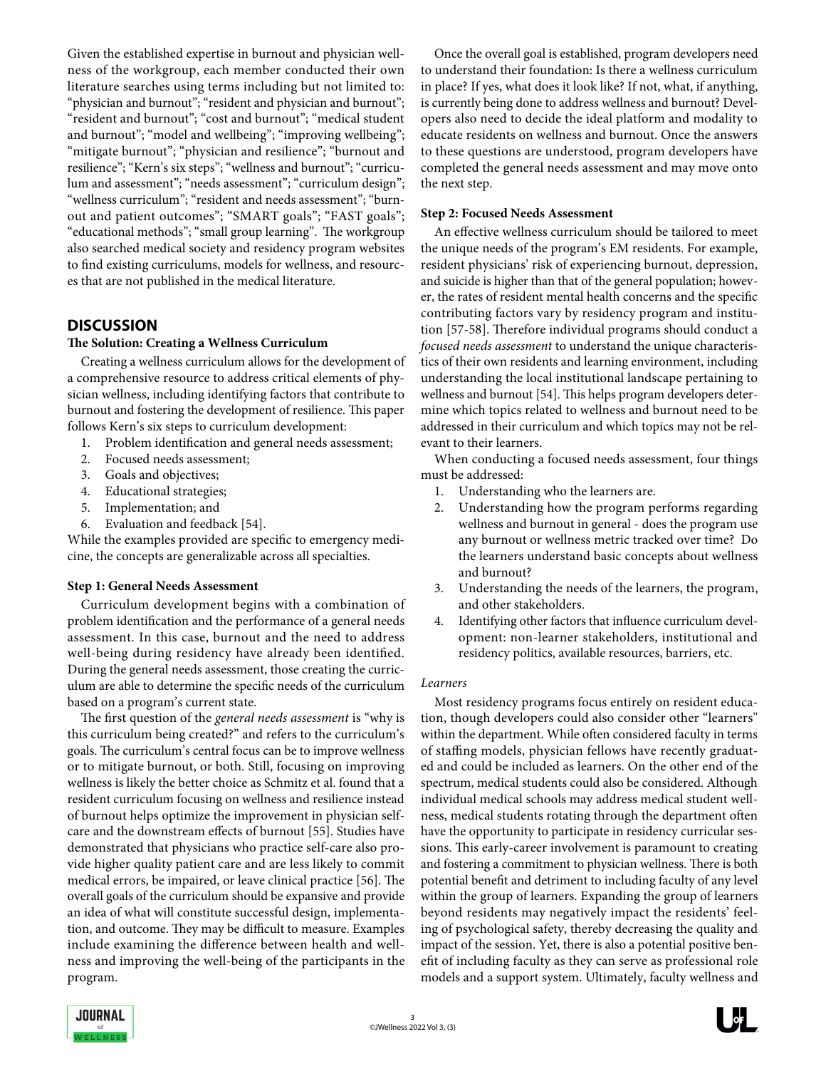Given the established expertise in burnout and physician wellness of the workgroup, each member conducted their own literature searches using terms including but not limited to: "physician and burnout"; "resident and physician and burnout"; "resident and burnout"; "cost and burnout"; "medical student and burnout"; "model and wellbeing"; "improving wellbeing"; "mitigate burnout"; "physician and resilience"; "burnout and resilience"; "Kern's six steps"; "wellness and burnout"; "curriculum and assessment"; "needs assessment"; "curriculum design"; "wellness curriculum"; "resident and needs assessment"; "burnout and patient outcomes"; "SMART goals"; "FAST goals"; "educational methods"; "small group learning". The workgroup also searched medical society and residency program websites to find existing curriculums, models for wellness, and resources that are not published in the medical literature.

## DISCUSSION

### The Solution: Creating a Wellness Curriculum

Creating a wellness curriculum allows for the development of a comprehensive resource to address critical elements of physician wellness, including identifying factors that contribute to burnout and fostering the development of resilience. This paper follows Kern's six steps to curriculum development:

1. Problem identification and general needs assessment;
2. Focused needs assessment;
3. Goals and objectives;
4. Educational strategies;
5. Implementation; and
6. Evaluation and feedback [54].

While the examples provided are specific to emergency medicine, the concepts are generalizable across all specialties.

### Step 1: General Needs Assessment

Curriculum development begins with a combination of problem identification and the performance of a general needs assessment. In this case, burnout and the need to address well-being during residency have already been identified. During the general needs assessment, those creating the curriculum are able to determine the specific needs of the curriculum based on a program's current state.

The first question of the *general needs assessment* is "why is this curriculum being created?" and refers to the curriculum's goals. The curriculum's central focus can be to improve wellness or to mitigate burnout, or both. Still, focusing on improving wellness is likely the better choice as Schmitz et al. found that a resident curriculum focusing on wellness and resilience instead of burnout helps optimize the improvement in physician self-care and the downstream effects of burnout [55]. Studies have demonstrated that physicians who practice self-care also provide higher quality patient care and are less likely to commit medical errors, be impaired, or leave clinical practice [56]. The overall goals of the curriculum should be expansive and provide an idea of what will constitute successful design, implementation, and outcome. They may be difficult to measure. Examples include examining the difference between health and wellness and improving the well-being of the participants in the program.

Once the overall goal is established, program developers need to understand their foundation: Is there a wellness curriculum in place? If yes, what does it look like? If not, what, if anything, is currently being done to address wellness and burnout? Developers also need to decide the ideal platform and modality to educate residents on wellness and burnout. Once the answers to these questions are understood, program developers have completed the general needs assessment and may move onto the next step.

### Step 2: Focused Needs Assessment

An effective wellness curriculum should be tailored to meet the unique needs of the program's EM residents. For example, resident physicians' risk of experiencing burnout, depression, and suicide is higher than that of the general population; however, the rates of resident mental health concerns and the specific contributing factors vary by residency program and institution [57-58]. Therefore individual programs should conduct a *focused needs assessment* to understand the unique characteristics of their own residents and learning environment, including understanding the local institutional landscape pertaining to wellness and burnout [54]. This helps program developers determine which topics related to wellness and burnout need to be addressed in their curriculum and which topics may not be relevant to their learners.

When conducting a focused needs assessment, four things must be addressed:

1. Understanding who the learners are.
2. Understanding how the program performs regarding wellness and burnout in general - does the program use any burnout or wellness metric tracked over time? Do the learners understand basic concepts about wellness and burnout?
3. Understanding the needs of the learners, the program, and other stakeholders.
4. Identifying other factors that influence curriculum development: non-learner stakeholders, institutional and residency politics, available resources, barriers, etc.

*Learners*

Most residency programs focus entirely on resident education, though developers could also consider other "learners" within the department. While often considered faculty in terms of staffing models, physician fellows have recently graduated and could be included as learners. On the other end of the spectrum, medical students could also be considered. Although individual medical schools may address medical student wellness, medical students rotating through the department often have the opportunity to participate in residency curricular sessions. This early-career involvement is paramount to creating and fostering a commitment to physician wellness. There is both potential benefit and detriment to including faculty of any level within the group of learners. Expanding the group of learners beyond residents may negatively impact the residents' feeling of psychological safety, thereby decreasing the quality and impact of the session. Yet, there is also a potential positive benefit of including faculty as they can serve as professional role models and a support system. Ultimately, faculty wellness and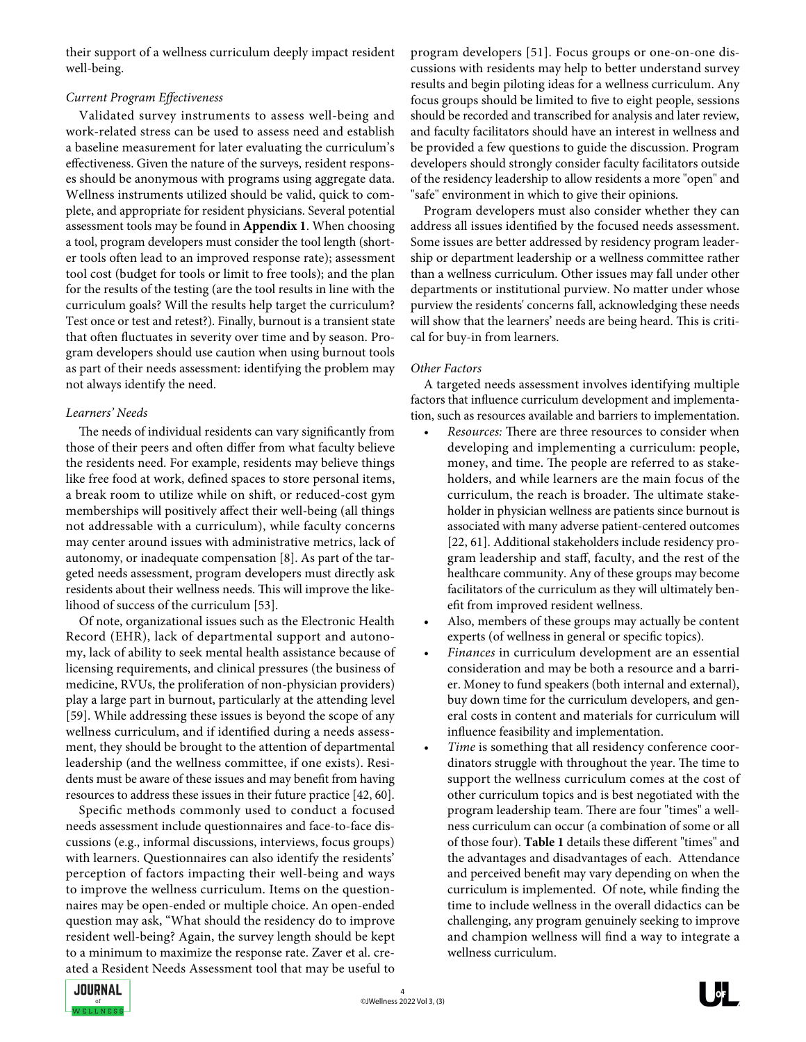their support of a wellness curriculum deeply impact resident well-being.

### *Current Program Effectiveness*

Validated survey instruments to assess well-being and work-related stress can be used to assess need and establish a baseline measurement for later evaluating the curriculum's effectiveness. Given the nature of the surveys, resident responses should be anonymous with programs using aggregate data. Wellness instruments utilized should be valid, quick to complete, and appropriate for resident physicians. Several potential assessment tools may be found in **Appendix 1**. When choosing a tool, program developers must consider the tool length (shorter tools often lead to an improved response rate); assessment tool cost (budget for tools or limit to free tools); and the plan for the results of the testing (are the tool results in line with the curriculum goals? Will the results help target the curriculum? Test once or test and retest?). Finally, burnout is a transient state that often fluctuates in severity over time and by season. Program developers should use caution when using burnout tools as part of their needs assessment: identifying the problem may not always identify the need.

### *Learners' Needs*

The needs of individual residents can vary significantly from those of their peers and often differ from what faculty believe the residents need. For example, residents may believe things like free food at work, defined spaces to store personal items, a break room to utilize while on shift, or reduced-cost gym memberships will positively affect their well-being (all things not addressable with a curriculum), while faculty concerns may center around issues with administrative metrics, lack of autonomy, or inadequate compensation [8]. As part of the targeted needs assessment, program developers must directly ask residents about their wellness needs. This will improve the likelihood of success of the curriculum [53].

Of note, organizational issues such as the Electronic Health Record (EHR), lack of departmental support and autonomy, lack of ability to seek mental health assistance because of licensing requirements, and clinical pressures (the business of medicine, RVUs, the proliferation of non-physician providers) play a large part in burnout, particularly at the attending level [59]. While addressing these issues is beyond the scope of any wellness curriculum, and if identified during a needs assessment, they should be brought to the attention of departmental leadership (and the wellness committee, if one exists). Residents must be aware of these issues and may benefit from having resources to address these issues in their future practice [42, 60].

Specific methods commonly used to conduct a focused needs assessment include questionnaires and face-to-face discussions (e.g., informal discussions, interviews, focus groups) with learners. Questionnaires can also identify the residents' perception of factors impacting their well-being and ways to improve the wellness curriculum. Items on the questionnaires may be open-ended or multiple choice. An open-ended question may ask, "What should the residency do to improve resident well-being? Again, the survey length should be kept to a minimum to maximize the response rate. Zaver et al. created a Resident Needs Assessment tool that may be useful to program developers [51]. Focus groups or one-on-one discussions with residents may help to better understand survey results and begin piloting ideas for a wellness curriculum. Any focus groups should be limited to five to eight people, sessions should be recorded and transcribed for analysis and later review, and faculty facilitators should have an interest in wellness and be provided a few questions to guide the discussion. Program developers should strongly consider faculty facilitators outside of the residency leadership to allow residents a more "open" and "safe" environment in which to give their opinions.

Program developers must also consider whether they can address all issues identified by the focused needs assessment. Some issues are better addressed by residency program leadership or department leadership or a wellness committee rather than a wellness curriculum. Other issues may fall under other departments or institutional purview. No matter under whose purview the residents' concerns fall, acknowledging these needs will show that the learners' needs are being heard. This is critical for buy-in from learners.

### *Other Factors*

A targeted needs assessment involves identifying multiple factors that influence curriculum development and implementation, such as resources available and barriers to implementation.

- *Resources:* There are three resources to consider when developing and implementing a curriculum: people, money, and time. The people are referred to as stakeholders, and while learners are the main focus of the curriculum, the reach is broader. The ultimate stakeholder in physician wellness are patients since burnout is associated with many adverse patient-centered outcomes [22, 61]. Additional stakeholders include residency program leadership and staff, faculty, and the rest of the healthcare community. Any of these groups may become facilitators of the curriculum as they will ultimately benefit from improved resident wellness.
- Also, members of these groups may actually be content experts (of wellness in general or specific topics).
- *Finances* in curriculum development are an essential consideration and may be both a resource and a barrier. Money to fund speakers (both internal and external), buy down time for the curriculum developers, and general costs in content and materials for curriculum will influence feasibility and implementation.
- *Time* is something that all residency conference coordinators struggle with throughout the year. The time to support the wellness curriculum comes at the cost of other curriculum topics and is best negotiated with the program leadership team. There are four "times" a wellness curriculum can occur (a combination of some or all of those four). **Table 1** details these different "times" and the advantages and disadvantages of each. Attendance and perceived benefit may vary depending on when the curriculum is implemented. Of note, while finding the time to include wellness in the overall didactics can be challenging, any program genuinely seeking to improve and champion wellness will find a way to integrate a wellness curriculum.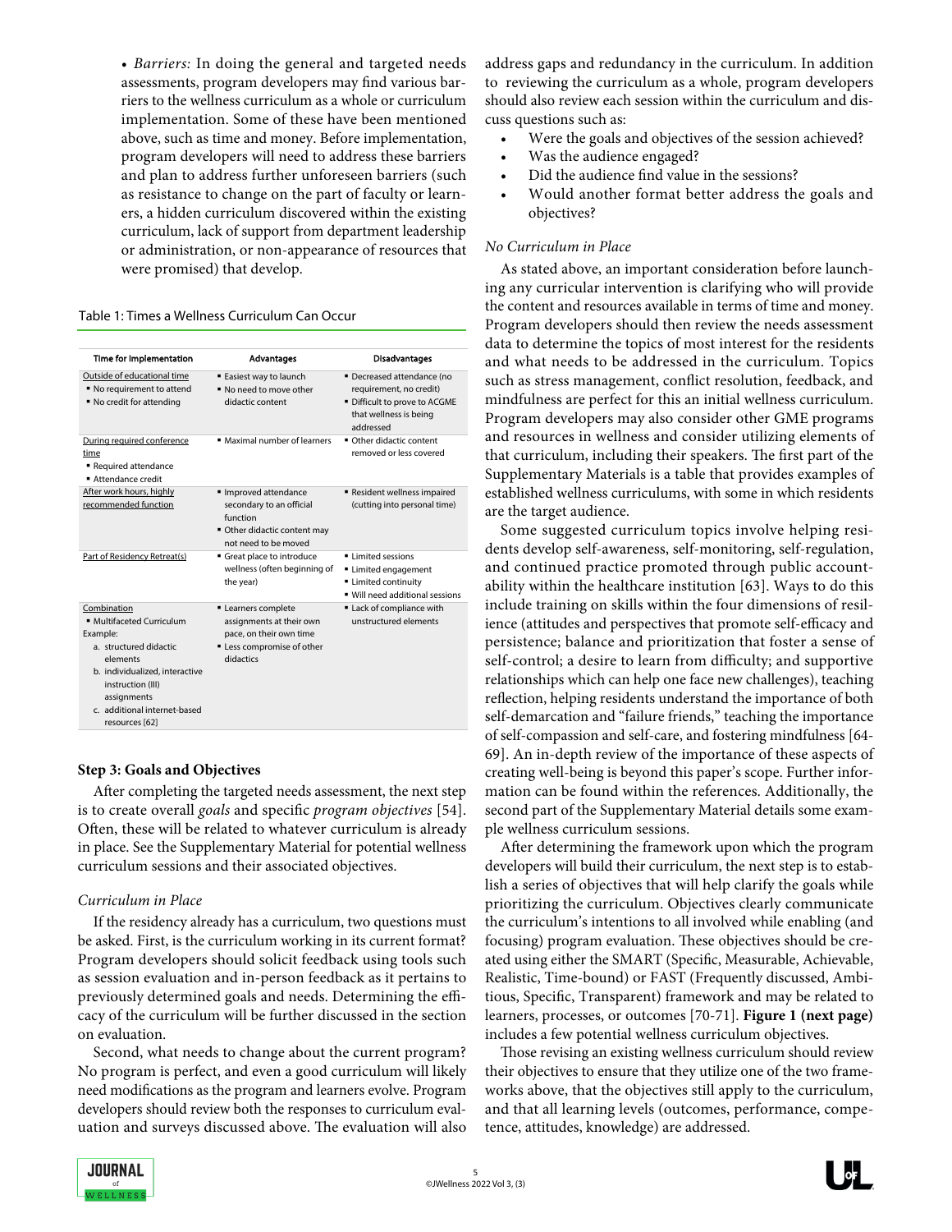- *Barriers:* In doing the general and targeted needs assessments, program developers may find various barriers to the wellness curriculum as a whole or curriculum implementation. Some of these have been mentioned above, such as time and money. Before implementation, program developers will need to address these barriers and plan to address further unforeseen barriers (such as resistance to change on the part of faculty or learners, a hidden curriculum discovered within the existing curriculum, lack of support from department leadership or administration, or non-appearance of resources that were promised) that develop.

Table 1: Times a Wellness Curriculum Can Occur

| Time for Implementation | Advantages | Disadvantages |
|---|---|---|
| Outside of educational time<br>▪ No requirement to attend<br>▪ No credit for attending | ▪ Easiest way to launch<br>▪ No need to move other didactic content | ▪ Decreased attendance (no requirement, no credit)<br>▪ Difficult to prove to ACGME that wellness is being addressed |
| During required conference time<br>▪ Required attendance<br>▪ Attendance credit | ▪ Maximal number of learners | ▪ Other didactic content removed or less covered |
| After work hours, highly recommended function | ▪ Improved attendance secondary to an official function<br>▪ Other didactic content may not need to be moved | ▪ Resident wellness impaired (cutting into personal time) |
| Part of Residency Retreat(s) | ▪ Great place to introduce wellness (often beginning of the year) | ▪ Limited sessions<br>▪ Limited engagement<br>▪ Limited continuity<br>▪ Will need additional sessions |
| Combination<br>▪ Multifaceted Curriculum<br>Example:<br>a. structured didactic elements<br>b. individualized, interactive instruction (III) assignments<br>c. additional internet-based resources [62] | ▪ Learners complete assignments at their own pace, on their own time<br>▪ Less compromise of other didactics | ▪ Lack of compliance with unstructured elements |

### Step 3: Goals and Objectives

After completing the targeted needs assessment, the next step is to create overall *goals* and specific *program objectives* [54]. Often, these will be related to whatever curriculum is already in place. See the Supplementary Material for potential wellness curriculum sessions and their associated objectives.

#### *Curriculum in Place*

If the residency already has a curriculum, two questions must be asked. First, is the curriculum working in its current format? Program developers should solicit feedback using tools such as session evaluation and in-person feedback as it pertains to previously determined goals and needs. Determining the efficacy of the curriculum will be further discussed in the section on evaluation.

Second, what needs to change about the current program? No program is perfect, and even a good curriculum will likely need modifications as the program and learners evolve. Program developers should review both the responses to curriculum evaluation and surveys discussed above. The evaluation will also address gaps and redundancy in the curriculum. In addition to reviewing the curriculum as a whole, program developers should also review each session within the curriculum and discuss questions such as:

- Were the goals and objectives of the session achieved?
- Was the audience engaged?
- Did the audience find value in the sessions?
- Would another format better address the goals and objectives?

#### *No Curriculum in Place*

As stated above, an important consideration before launching any curricular intervention is clarifying who will provide the content and resources available in terms of time and money. Program developers should then review the needs assessment data to determine the topics of most interest for the residents and what needs to be addressed in the curriculum. Topics such as stress management, conflict resolution, feedback, and mindfulness are perfect for this an initial wellness curriculum. Program developers may also consider other GME programs and resources in wellness and consider utilizing elements of that curriculum, including their speakers. The first part of the Supplementary Materials is a table that provides examples of established wellness curriculums, with some in which residents are the target audience.

Some suggested curriculum topics involve helping residents develop self-awareness, self-monitoring, self-regulation, and continued practice promoted through public accountability within the healthcare institution [63]. Ways to do this include training on skills within the four dimensions of resilience (attitudes and perspectives that promote self-efficacy and persistence; balance and prioritization that foster a sense of self-control; a desire to learn from difficulty; and supportive relationships which can help one face new challenges), teaching reflection, helping residents understand the importance of both self-demarcation and "failure friends," teaching the importance of self-compassion and self-care, and fostering mindfulness [64-69]. An in-depth review of the importance of these aspects of creating well-being is beyond this paper's scope. Further information can be found within the references. Additionally, the second part of the Supplementary Material details some example wellness curriculum sessions.

After determining the framework upon which the program developers will build their curriculum, the next step is to establish a series of objectives that will help clarify the goals while prioritizing the curriculum. Objectives clearly communicate the curriculum's intentions to all involved while enabling (and focusing) program evaluation. These objectives should be created using either the SMART (Specific, Measurable, Achievable, Realistic, Time-bound) or FAST (Frequently discussed, Ambitious, Specific, Transparent) framework and may be related to learners, processes, or outcomes [70-71]. **Figure 1 (next page)** includes a few potential wellness curriculum objectives.

Those revising an existing wellness curriculum should review their objectives to ensure that they utilize one of the two frameworks above, that the objectives still apply to the curriculum, and that all learning levels (outcomes, performance, competence, attitudes, knowledge) are addressed.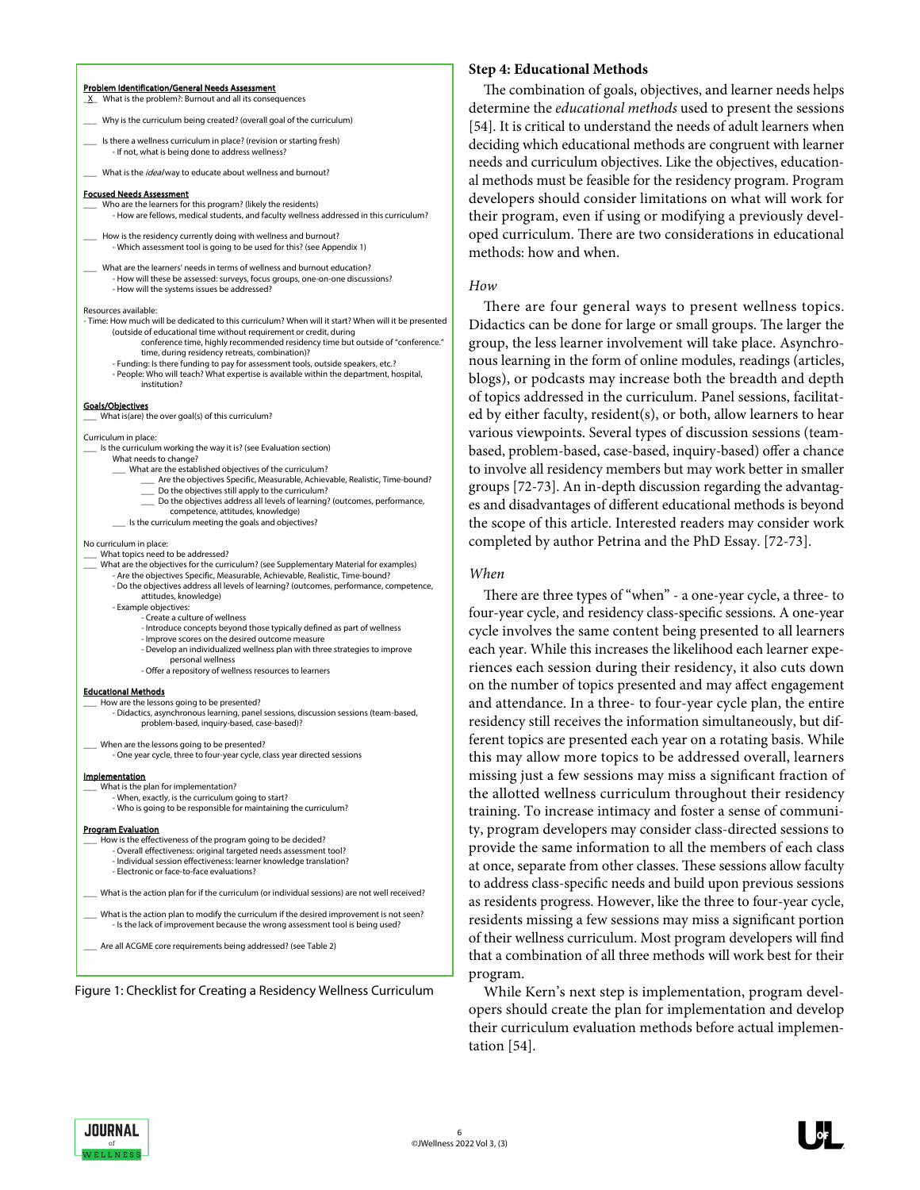**Problem Identification/General Needs Assessment**

_X_ What is the problem?: Burnout and all its consequences

___ Why is the curriculum being created? (overall goal of the curriculum)

___ Is there a wellness curriculum in place? (revision or starting fresh)
- If not, what is being done to address wellness?

___ What is the *ideal* way to educate about wellness and burnout?

**Focused Needs Assessment**

___ Who are the learners for this program? (likely the residents)
- How are fellows, medical students, and faculty wellness addressed in this curriculum?

___ How is the residency currently doing with wellness and burnout?
- Which assessment tool is going to be used for this? (see Appendix 1)

___ What are the learners' needs in terms of wellness and burnout education?
- How will these be assessed: surveys, focus groups, one-on-one discussions?
- How will the systems issues be addressed?

Resources available:
- Time: How much will be dedicated to this curriculum? When will it start? When will it be presented (outside of educational time without requirement or credit, during conference time, highly recommended residency time but outside of "conference." time, during residency retreats, combination)?
- Funding: Is there funding to pay for assessment tools, outside speakers, etc.?
- People: Who will teach? What expertise is available within the department, hospital, institution?

**Goals/Objectives**

___ What is(are) the over goal(s) of this curriculum?

Curriculum in place:

___ Is the curriculum working the way it is? (see Evaluation section)
- What needs to change?
- ___ What are the established objectives of the curriculum?
  - ___ Are the objectives Specific, Measurable, Achievable, Realistic, Time-bound?
  - ___ Do the objectives still apply to the curriculum?
  - ___ Do the objectives address all levels of learning? (outcomes, performance, competence, attitudes, knowledge)
- ___ Is the curriculum meeting the goals and objectives?

No curriculum in place:

___ What topics need to be addressed?

___ What are the objectives for the curriculum? (see Supplementary Material for examples)
- Are the objectives Specific, Measurable, Achievable, Realistic, Time-bound?
- Do the objectives address all levels of learning? (outcomes, performance, competence, attitudes, knowledge)
- Example objectives:
  - Create a culture of wellness
  - Introduce concepts beyond those typically defined as part of wellness
  - Improve scores on the desired outcome measure
  - Develop an individualized wellness plan with three strategies to improve personal wellness
  - Offer a repository of wellness resources to learners

**Educational Methods**

___ How are the lessons going to be presented?
- Didactics, asynchronous learning, panel sessions, discussion sessions (team-based, problem-based, inquiry-based, case-based)?

___ When are the lessons going to be presented?
- One year cycle, three to four-year cycle, class year directed sessions

**Implementation**

___ What is the plan for implementation?
- When, exactly, is the curriculum going to start?
- Who is going to be responsible for maintaining the curriculum?

**Program Evaluation**

___ How is the effectiveness of the program going to be decided?
- Overall effectiveness: original targeted needs assessment tool?
- Individual session effectiveness: learner knowledge translation?
- Electronic or face-to-face evaluations?

___ What is the action plan for if the curriculum (or individual sessions) are not well received?

___ What is the action plan to modify the curriculum if the desired improvement is not seen?
- Is the lack of improvement because the wrong assessment tool is being used?

___ Are all ACGME core requirements being addressed? (see Table 2)

Figure 1: Checklist for Creating a Residency Wellness Curriculum

### Step 4: Educational Methods

The combination of goals, objectives, and learner needs helps determine the *educational methods* used to present the sessions [54]. It is critical to understand the needs of adult learners when deciding which educational methods are congruent with learner needs and curriculum objectives. Like the objectives, educational methods must be feasible for the residency program. Program developers should consider limitations on what will work for their program, even if using or modifying a previously developed curriculum. There are two considerations in educational methods: how and when.

#### *How*

There are four general ways to present wellness topics. Didactics can be done for large or small groups. The larger the group, the less learner involvement will take place. Asynchronous learning in the form of online modules, readings (articles, blogs), or podcasts may increase both the breadth and depth of topics addressed in the curriculum. Panel sessions, facilitated by either faculty, resident(s), or both, allow learners to hear various viewpoints. Several types of discussion sessions (team-based, problem-based, case-based, inquiry-based) offer a chance to involve all residency members but may work better in smaller groups [72-73]. An in-depth discussion regarding the advantages and disadvantages of different educational methods is beyond the scope of this article. Interested readers may consider work completed by author Petrina and the PhD Essay. [72-73].

#### *When*

There are three types of "when" - a one-year cycle, a three- to four-year cycle, and residency class-specific sessions. A one-year cycle involves the same content being presented to all learners each year. While this increases the likelihood each learner experiences each session during their residency, it also cuts down on the number of topics presented and may affect engagement and attendance. In a three- to four-year cycle plan, the entire residency still receives the information simultaneously, but different topics are presented each year on a rotating basis. While this may allow more topics to be addressed overall, learners missing just a few sessions may miss a significant fraction of the allotted wellness curriculum throughout their residency training. To increase intimacy and foster a sense of community, program developers may consider class-directed sessions to provide the same information to all the members of each class at once, separate from other classes. These sessions allow faculty to address class-specific needs and build upon previous sessions as residents progress. However, like the three to four-year cycle, residents missing a few sessions may miss a significant portion of their wellness curriculum. Most program developers will find that a combination of all three methods will work best for their program.

While Kern's next step is implementation, program developers should create the plan for implementation and develop their curriculum evaluation methods before actual implementation [54].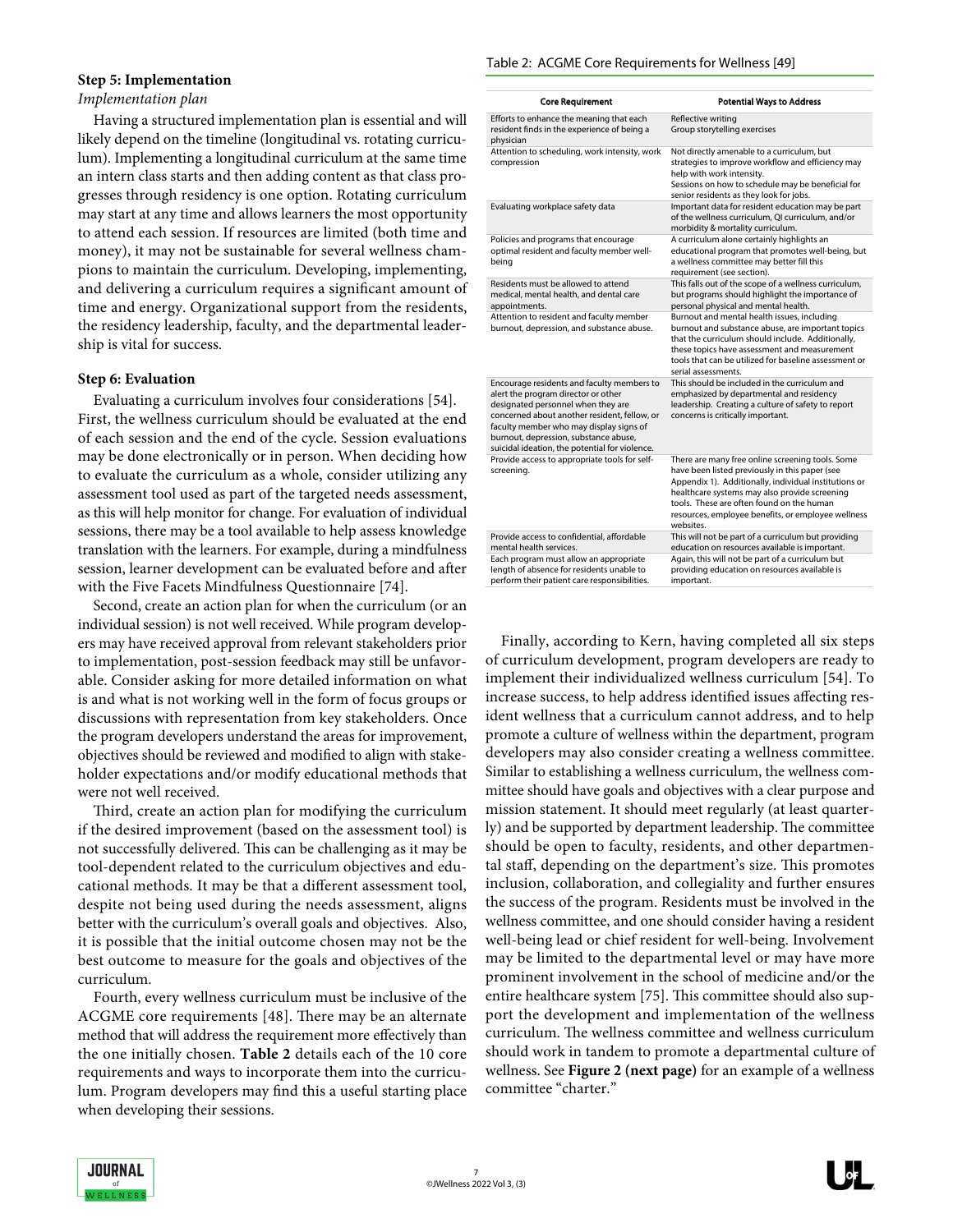### Step 5: Implementation

*Implementation plan*

Having a structured implementation plan is essential and will likely depend on the timeline (longitudinal vs. rotating curriculum). Implementing a longitudinal curriculum at the same time an intern class starts and then adding content as that class progresses through residency is one option. Rotating curriculum may start at any time and allows learners the most opportunity to attend each session. If resources are limited (both time and money), it may not be sustainable for several wellness champions to maintain the curriculum. Developing, implementing, and delivering a curriculum requires a significant amount of time and energy. Organizational support from the residents, the residency leadership, faculty, and the departmental leadership is vital for success.

### Step 6: Evaluation

Evaluating a curriculum involves four considerations [54]. First, the wellness curriculum should be evaluated at the end of each session and the end of the cycle. Session evaluations may be done electronically or in person. When deciding how to evaluate the curriculum as a whole, consider utilizing any assessment tool used as part of the targeted needs assessment, as this will help monitor for change. For evaluation of individual sessions, there may be a tool available to help assess knowledge translation with the learners. For example, during a mindfulness session, learner development can be evaluated before and after with the Five Facets Mindfulness Questionnaire [74].

Second, create an action plan for when the curriculum (or an individual session) is not well received. While program developers may have received approval from relevant stakeholders prior to implementation, post-session feedback may still be unfavorable. Consider asking for more detailed information on what is and what is not working well in the form of focus groups or discussions with representation from key stakeholders. Once the program developers understand the areas for improvement, objectives should be reviewed and modified to align with stakeholder expectations and/or modify educational methods that were not well received.

Third, create an action plan for modifying the curriculum if the desired improvement (based on the assessment tool) is not successfully delivered. This can be challenging as it may be tool-dependent related to the curriculum objectives and educational methods. It may be that a different assessment tool, despite not being used during the needs assessment, aligns better with the curriculum's overall goals and objectives. Also, it is possible that the initial outcome chosen may not be the best outcome to measure for the goals and objectives of the curriculum.

Fourth, every wellness curriculum must be inclusive of the ACGME core requirements [48]. There may be an alternate method that will address the requirement more effectively than the one initially chosen. **Table 2** details each of the 10 core requirements and ways to incorporate them into the curriculum. Program developers may find this a useful starting place when developing their sessions.

Table 2: ACGME Core Requirements for Wellness [49]

| Core Requirement | Potential Ways to Address |
|---|---|
| Efforts to enhance the meaning that each resident finds in the experience of being a physician | Reflective writing<br>Group storytelling exercises |
| Attention to scheduling, work intensity, work compression | Not directly amenable to a curriculum, but strategies to improve workflow and efficiency may help with work intensity.<br>Sessions on how to schedule may be beneficial for senior residents as they look for jobs. |
| Evaluating workplace safety data | Important data for resident education may be part of the wellness curriculum, QI curriculum, and/or morbidity & mortality curriculum. |
| Policies and programs that encourage optimal resident and faculty member well-being | A curriculum alone certainly highlights an educational program that promotes well-being, but a wellness committee may better fill this requirement (see section). |
| Residents must be allowed to attend medical, mental health, and dental care appointments. | This falls out of the scope of a wellness curriculum, but programs should highlight the importance of personal physical and mental health. |
| Attention to resident and faculty member burnout, depression, and substance abuse. | Burnout and mental health issues, including burnout and substance abuse, are important topics that the curriculum should include. Additionally, these topics have assessment and measurement tools that can be utilized for baseline assessment or serial assessments. |
| Encourage residents and faculty members to alert the program director or other designated personnel when they are concerned about another resident, fellow, or faculty member who may display signs of burnout, depression, substance abuse, suicidal ideation, the potential for violence. | This should be included in the curriculum and emphasized by departmental and residency leadership. Creating a culture of safety to report concerns is critically important. |
| Provide access to appropriate tools for self-screening. | There are many free online screening tools. Some have been listed previously in this paper (see Appendix 1). Additionally, individual institutions or healthcare systems may also provide screening tools. These are often found on the human resources, employee benefits, or employee wellness websites. |
| Provide access to confidential, affordable mental health services. | This will not be part of a curriculum but providing education on resources available is important. |
| Each program must allow an appropriate length of absence for residents unable to perform their patient care responsibilities. | Again, this will not be part of a curriculum but providing education on resources available is important. |

Finally, according to Kern, having completed all six steps of curriculum development, program developers are ready to implement their individualized wellness curriculum [54]. To increase success, to help address identified issues affecting resident wellness that a curriculum cannot address, and to help promote a culture of wellness within the department, program developers may also consider creating a wellness committee. Similar to establishing a wellness curriculum, the wellness committee should have goals and objectives with a clear purpose and mission statement. It should meet regularly (at least quarterly) and be supported by department leadership. The committee should be open to faculty, residents, and other departmental staff, depending on the department's size. This promotes inclusion, collaboration, and collegiality and further ensures the success of the program. Residents must be involved in the wellness committee, and one should consider having a resident well-being lead or chief resident for well-being. Involvement may be limited to the departmental level or may have more prominent involvement in the school of medicine and/or the entire healthcare system [75]. This committee should also support the development and implementation of the wellness curriculum. The wellness committee and wellness curriculum should work in tandem to promote a departmental culture of wellness. See **Figure 2 (next page)** for an example of a wellness committee "charter."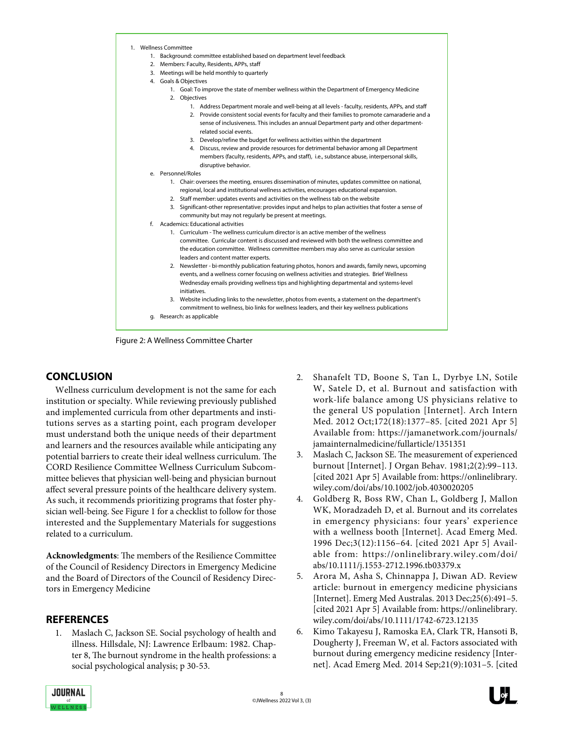1. Wellness Committee
    1. Background: committee established based on department level feedback
    2. Members: Faculty, Residents, APPs, staff
    3. Meetings will be held monthly to quarterly
    4. Goals & Objectives
        1. Goal: To improve the state of member wellness within the Department of Emergency Medicine
        2. Objectives
            1. Address Department morale and well-being at all levels - faculty, residents, APPs, and staff
            2. Provide consistent social events for faculty and their families to promote camaraderie and a sense of inclusiveness. This includes an annual Department party and other department-related social events.
            3. Develop/refine the budget for wellness activities within the department
            4. Discuss, review and provide resources for detrimental behavior among all Department members (faculty, residents, APPs, and staff), i.e., substance abuse, interpersonal skills, disruptive behavior.

    e. Personnel/Roles
        1. Chair: oversees the meeting, ensures dissemination of minutes, updates committee on national, regional, local and institutional wellness activities, encourages educational expansion.
        2. Staff member: updates events and activities on the wellness tab on the website
        3. Significant-other representative: provides input and helps to plan activities that foster a sense of community but may not regularly be present at meetings.

    f. Academics: Educational activities
        1. Curriculum - The wellness curriculum director is an active member of the wellness committee. Curricular content is discussed and reviewed with both the wellness committee and the education committee. Wellness committee members may also serve as curricular session leaders and content matter experts.
        2. Newsletter - bi-monthly publication featuring photos, honors and awards, family news, upcoming events, and a wellness corner focusing on wellness activities and strategies. Brief Wellness Wednesday emails providing wellness tips and highlighting departmental and systems-level initiatives.
        3. Website including links to the newsletter, photos from events, a statement on the department's commitment to wellness, bio links for wellness leaders, and their key wellness publications

    g. Research: as applicable

Figure 2: A Wellness Committee Charter

## CONCLUSION

Wellness curriculum development is not the same for each institution or specialty. While reviewing previously published and implemented curricula from other departments and institutions serves as a starting point, each program developer must understand both the unique needs of their department and learners and the resources available while anticipating any potential barriers to create their ideal wellness curriculum. The CORD Resilience Committee Wellness Curriculum Subcommittee believes that physician well-being and physician burnout affect several pressure points of the healthcare delivery system. As such, it recommends prioritizing programs that foster physician well-being. See Figure 1 for a checklist to follow for those interested and the Supplementary Materials for suggestions related to a curriculum.

**Acknowledgments**: The members of the Resilience Committee of the Council of Residency Directors in Emergency Medicine and the Board of Directors of the Council of Residency Directors in Emergency Medicine

## REFERENCES

1. Maslach C, Jackson SE. Social psychology of health and illness. Hillsdale, NJ: Lawrence Erlbaum: 1982. Chapter 8, The burnout syndrome in the health professions: a social psychological analysis; p 30-53.
2. Shanafelt TD, Boone S, Tan L, Dyrbye LN, Sotile W, Satele D, et al. Burnout and satisfaction with work-life balance among US physicians relative to the general US population [Internet]. Arch Intern Med. 2012 Oct;172(18):1377–85. [cited 2021 Apr 5] Available from: https://jamanetwork.com/journals/jamainternalmedicine/fullarticle/1351351
3. Maslach C, Jackson SE. The measurement of experienced burnout [Internet]. J Organ Behav. 1981;2(2):99–113. [cited 2021 Apr 5] Available from: https://onlinelibrary.wiley.com/doi/abs/10.1002/job.4030020205
4. Goldberg R, Boss RW, Chan L, Goldberg J, Mallon WK, Moradzadeh D, et al. Burnout and its correlates in emergency physicians: four years' experience with a wellness booth [Internet]. Acad Emerg Med. 1996 Dec;3(12):1156–64. [cited 2021 Apr 5] Available from: https://onlinelibrary.wiley.com/doi/abs/10.1111/j.1553-2712.1996.tb03379.x
5. Arora M, Asha S, Chinnappa J, Diwan AD. Review article: burnout in emergency medicine physicians [Internet]. Emerg Med Australas. 2013 Dec;25(6):491–5. [cited 2021 Apr 5] Available from: https://onlinelibrary.wiley.com/doi/abs/10.1111/1742-6723.12135
6. Kimo Takayesu J, Ramoska EA, Clark TR, Hansoti B, Dougherty J, Freeman W, et al. Factors associated with burnout during emergency medicine residency [Internet]. Acad Emerg Med. 2014 Sep;21(9):1031–5. [cited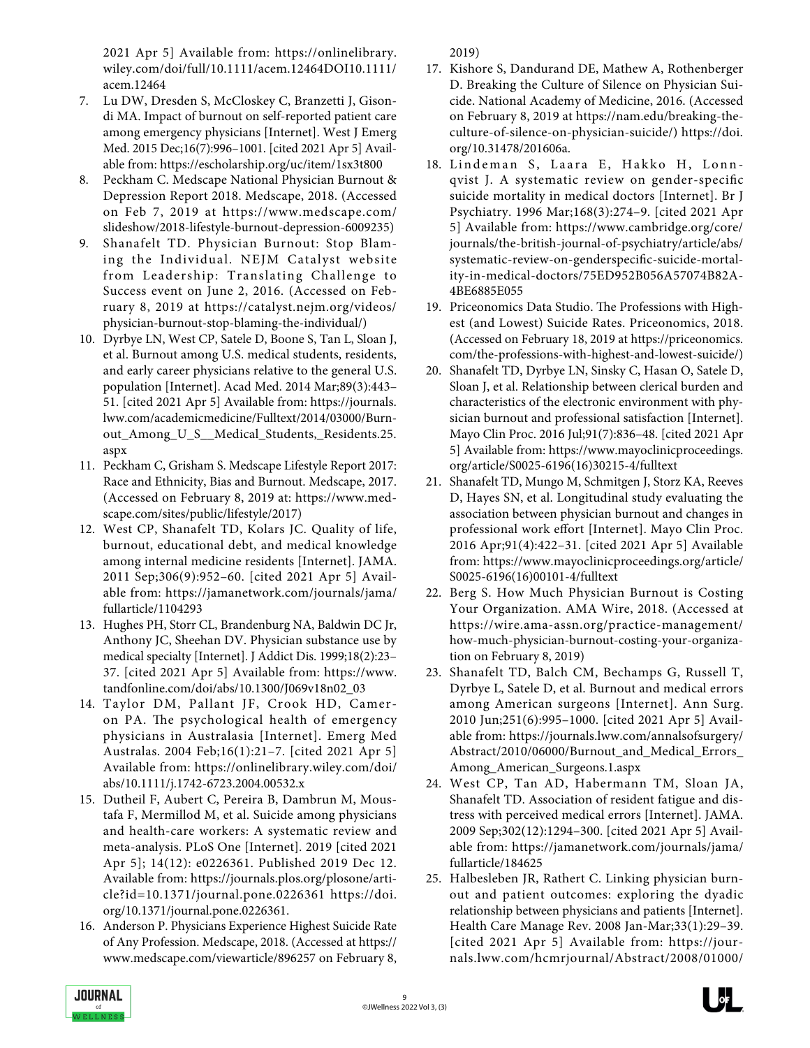2021 Apr 5] Available from: https://onlinelibrary.wiley.com/doi/full/10.1111/acem.12464DOI10.1111/acem.12464

7. Lu DW, Dresden S, McCloskey C, Branzetti J, Gisondi MA. Impact of burnout on self-reported patient care among emergency physicians [Internet]. West J Emerg Med. 2015 Dec;16(7):996–1001. [cited 2021 Apr 5] Available from: https://escholarship.org/uc/item/1sx3t800
8. Peckham C. Medscape National Physician Burnout & Depression Report 2018. Medscape, 2018. (Accessed on Feb 7, 2019 at https://www.medscape.com/slideshow/2018-lifestyle-burnout-depression-6009235)
9. Shanafelt TD. Physician Burnout: Stop Blaming the Individual. NEJM Catalyst website from Leadership: Translating Challenge to Success event on June 2, 2016. (Accessed on February 8, 2019 at https://catalyst.nejm.org/videos/physician-burnout-stop-blaming-the-individual/)
10. Dyrbye LN, West CP, Satele D, Boone S, Tan L, Sloan J, et al. Burnout among U.S. medical students, residents, and early career physicians relative to the general U.S. population [Internet]. Acad Med. 2014 Mar;89(3):443–51. [cited 2021 Apr 5] Available from: https://journals.lww.com/academicmedicine/Fulltext/2014/03000/Burnout_Among_U_S__Medical_Students,_Residents.25.aspx
11. Peckham C, Grisham S. Medscape Lifestyle Report 2017: Race and Ethnicity, Bias and Burnout. Medscape, 2017. (Accessed on February 8, 2019 at: https://www.medscape.com/sites/public/lifestyle/2017)
12. West CP, Shanafelt TD, Kolars JC. Quality of life, burnout, educational debt, and medical knowledge among internal medicine residents [Internet]. JAMA. 2011 Sep;306(9):952–60. [cited 2021 Apr 5] Available from: https://jamanetwork.com/journals/jama/fullarticle/1104293
13. Hughes PH, Storr CL, Brandenburg NA, Baldwin DC Jr, Anthony JC, Sheehan DV. Physician substance use by medical specialty [Internet]. J Addict Dis. 1999;18(2):23–37. [cited 2021 Apr 5] Available from: https://www.tandfonline.com/doi/abs/10.1300/J069v18n02_03
14. Taylor DM, Pallant JF, Crook HD, Cameron PA. The psychological health of emergency physicians in Australasia [Internet]. Emerg Med Australas. 2004 Feb;16(1):21–7. [cited 2021 Apr 5] Available from: https://onlinelibrary.wiley.com/doi/abs/10.1111/j.1742-6723.2004.00532.x
15. Dutheil F, Aubert C, Pereira B, Dambrun M, Moustafa F, Mermillod M, et al. Suicide among physicians and health-care workers: A systematic review and meta-analysis. PLoS One [Internet]. 2019 [cited 2021 Apr 5]; 14(12): e0226361. Published 2019 Dec 12. Available from: https://journals.plos.org/plosone/article?id=10.1371/journal.pone.0226361 https://doi.org/10.1371/journal.pone.0226361.
16. Anderson P. Physicians Experience Highest Suicide Rate of Any Profession. Medscape, 2018. (Accessed at https://www.medscape.com/viewarticle/896257 on February 8, 2019)
17. Kishore S, Dandurand DE, Mathew A, Rothenberger D. Breaking the Culture of Silence on Physician Suicide. National Academy of Medicine, 2016. (Accessed on February 8, 2019 at https://nam.edu/breaking-the-culture-of-silence-on-physician-suicide/) https://doi.org/10.31478/201606a.
18. Lindeman S, Laara E, Hakko H, Lonnqvist J. A systematic review on gender-specific suicide mortality in medical doctors [Internet]. Br J Psychiatry. 1996 Mar;168(3):274–9. [cited 2021 Apr 5] Available from: https://www.cambridge.org/core/journals/the-british-journal-of-psychiatry/article/abs/systematic-review-on-genderspecific-suicide-mortality-in-medical-doctors/75ED952B056A57074B82A4BE6885E055
19. Priceonomics Data Studio. The Professions with Highest (and Lowest) Suicide Rates. Priceonomics, 2018. (Accessed on February 18, 2019 at https://priceonomics.com/the-professions-with-highest-and-lowest-suicide/)
20. Shanafelt TD, Dyrbye LN, Sinsky C, Hasan O, Satele D, Sloan J, et al. Relationship between clerical burden and characteristics of the electronic environment with physician burnout and professional satisfaction [Internet]. Mayo Clin Proc. 2016 Jul;91(7):836–48. [cited 2021 Apr 5] Available from: https://www.mayoclinicproceedings.org/article/S0025-6196(16)30215-4/fulltext
21. Shanafelt TD, Mungo M, Schmitgen J, Storz KA, Reeves D, Hayes SN, et al. Longitudinal study evaluating the association between physician burnout and changes in professional work effort [Internet]. Mayo Clin Proc. 2016 Apr;91(4):422–31. [cited 2021 Apr 5] Available from: https://www.mayoclinicproceedings.org/article/S0025-6196(16)00101-4/fulltext
22. Berg S. How Much Physician Burnout is Costing Your Organization. AMA Wire, 2018. (Accessed at https://wire.ama-assn.org/practice-management/how-much-physician-burnout-costing-your-organization on February 8, 2019)
23. Shanafelt TD, Balch CM, Bechamps G, Russell T, Dyrbye L, Satele D, et al. Burnout and medical errors among American surgeons [Internet]. Ann Surg. 2010 Jun;251(6):995–1000. [cited 2021 Apr 5] Available from: https://journals.lww.com/annalsofsurgery/Abstract/2010/06000/Burnout_and_Medical_Errors_Among_American_Surgeons.1.aspx
24. West CP, Tan AD, Habermann TM, Sloan JA, Shanafelt TD. Association of resident fatigue and distress with perceived medical errors [Internet]. JAMA. 2009 Sep;302(12):1294–300. [cited 2021 Apr 5] Available from: https://jamanetwork.com/journals/jama/fullarticle/184625
25. Halbesleben JR, Rathert C. Linking physician burnout and patient outcomes: exploring the dyadic relationship between physicians and patients [Internet]. Health Care Manage Rev. 2008 Jan-Mar;33(1):29–39. [cited 2021 Apr 5] Available from: https://journals.lww.com/hcmrjournal/Abstract/2008/01000/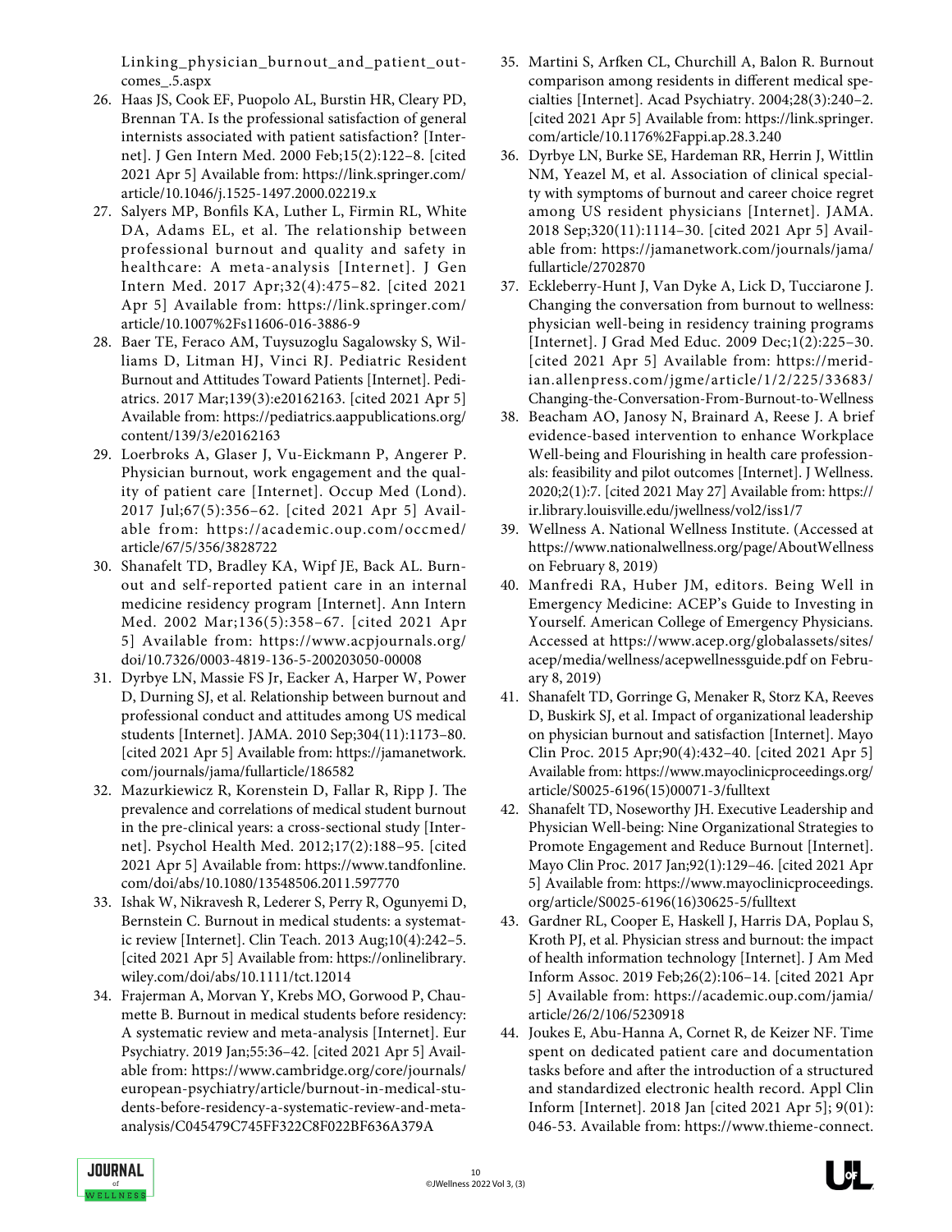Linking_physician_burnout_and_patient_outcomes_.5.aspx

26. Haas JS, Cook EF, Puopolo AL, Burstin HR, Cleary PD, Brennan TA. Is the professional satisfaction of general internists associated with patient satisfaction? [Internet]. J Gen Intern Med. 2000 Feb;15(2):122–8. [cited 2021 Apr 5] Available from: https://link.springer.com/article/10.1046/j.1525-1497.2000.02219.x
27. Salyers MP, Bonfils KA, Luther L, Firmin RL, White DA, Adams EL, et al. The relationship between professional burnout and quality and safety in healthcare: A meta-analysis [Internet]. J Gen Intern Med. 2017 Apr;32(4):475–82. [cited 2021 Apr 5] Available from: https://link.springer.com/article/10.1007%2Fs11606-016-3886-9
28. Baer TE, Feraco AM, Tuysuzoglu Sagalowsky S, Williams D, Litman HJ, Vinci RJ. Pediatric Resident Burnout and Attitudes Toward Patients [Internet]. Pediatrics. 2017 Mar;139(3):e20162163. [cited 2021 Apr 5] Available from: https://pediatrics.aappublications.org/content/139/3/e20162163
29. Loerbroks A, Glaser J, Vu-Eickmann P, Angerer P. Physician burnout, work engagement and the quality of patient care [Internet]. Occup Med (Lond). 2017 Jul;67(5):356–62. [cited 2021 Apr 5] Available from: https://academic.oup.com/occmed/article/67/5/356/3828722
30. Shanafelt TD, Bradley KA, Wipf JE, Back AL. Burnout and self-reported patient care in an internal medicine residency program [Internet]. Ann Intern Med. 2002 Mar;136(5):358–67. [cited 2021 Apr 5] Available from: https://www.acpjournals.org/doi/10.7326/0003-4819-136-5-200203050-00008
31. Dyrbye LN, Massie FS Jr, Eacker A, Harper W, Power D, Durning SJ, et al. Relationship between burnout and professional conduct and attitudes among US medical students [Internet]. JAMA. 2010 Sep;304(11):1173–80. [cited 2021 Apr 5] Available from: https://jamanetwork.com/journals/jama/fullarticle/186582
32. Mazurkiewicz R, Korenstein D, Fallar R, Ripp J. The prevalence and correlations of medical student burnout in the pre-clinical years: a cross-sectional study [Internet]. Psychol Health Med. 2012;17(2):188–95. [cited 2021 Apr 5] Available from: https://www.tandfonline.com/doi/abs/10.1080/13548506.2011.597770
33. Ishak W, Nikravesh R, Lederer S, Perry R, Ogunyemi D, Bernstein C. Burnout in medical students: a systematic review [Internet]. Clin Teach. 2013 Aug;10(4):242–5. [cited 2021 Apr 5] Available from: https://onlinelibrary.wiley.com/doi/abs/10.1111/tct.12014
34. Frajerman A, Morvan Y, Krebs MO, Gorwood P, Chaumette B. Burnout in medical students before residency: A systematic review and meta-analysis [Internet]. Eur Psychiatry. 2019 Jan;55:36–42. [cited 2021 Apr 5] Available from: https://www.cambridge.org/core/journals/european-psychiatry/article/burnout-in-medical-students-before-residency-a-systematic-review-and-meta-analysis/C045479C745FF322C8F022BF636A379A
35. Martini S, Arfken CL, Churchill A, Balon R. Burnout comparison among residents in different medical specialties [Internet]. Acad Psychiatry. 2004;28(3):240–2. [cited 2021 Apr 5] Available from: https://link.springer.com/article/10.1176%2Fappi.ap.28.3.240
36. Dyrbye LN, Burke SE, Hardeman RR, Herrin J, Wittlin NM, Yeazel M, et al. Association of clinical specialty with symptoms of burnout and career choice regret among US resident physicians [Internet]. JAMA. 2018 Sep;320(11):1114–30. [cited 2021 Apr 5] Available from: https://jamanetwork.com/journals/jama/fullarticle/2702870
37. Eckleberry-Hunt J, Van Dyke A, Lick D, Tucciarone J. Changing the conversation from burnout to wellness: physician well-being in residency training programs [Internet]. J Grad Med Educ. 2009 Dec;1(2):225–30. [cited 2021 Apr 5] Available from: https://meridian.allenpress.com/jgme/article/1/2/225/33683/Changing-the-Conversation-From-Burnout-to-Wellness
38. Beacham AO, Janosy N, Brainard A, Reese J. A brief evidence-based intervention to enhance Workplace Well-being and Flourishing in health care professionals: feasibility and pilot outcomes [Internet]. J Wellness. 2020;2(1):7. [cited 2021 May 27] Available from: https://ir.library.louisville.edu/jwellness/vol2/iss1/7
39. Wellness A. National Wellness Institute. (Accessed at https://www.nationalwellness.org/page/AboutWellness on February 8, 2019)
40. Manfredi RA, Huber JM, editors. Being Well in Emergency Medicine: ACEP's Guide to Investing in Yourself. American College of Emergency Physicians. Accessed at https://www.acep.org/globalassets/sites/acep/media/wellness/acepwellnessguide.pdf on February 8, 2019)
41. Shanafelt TD, Gorringe G, Menaker R, Storz KA, Reeves D, Buskirk SJ, et al. Impact of organizational leadership on physician burnout and satisfaction [Internet]. Mayo Clin Proc. 2015 Apr;90(4):432–40. [cited 2021 Apr 5] Available from: https://www.mayoclinicproceedings.org/article/S0025-6196(15)00071-3/fulltext
42. Shanafelt TD, Noseworthy JH. Executive Leadership and Physician Well-being: Nine Organizational Strategies to Promote Engagement and Reduce Burnout [Internet]. Mayo Clin Proc. 2017 Jan;92(1):129–46. [cited 2021 Apr 5] Available from: https://www.mayoclinicproceedings.org/article/S0025-6196(16)30625-5/fulltext
43. Gardner RL, Cooper E, Haskell J, Harris DA, Poplau S, Kroth PJ, et al. Physician stress and burnout: the impact of health information technology [Internet]. J Am Med Inform Assoc. 2019 Feb;26(2):106–14. [cited 2021 Apr 5] Available from: https://academic.oup.com/jamia/article/26/2/106/5230918
44. Joukes E, Abu-Hanna A, Cornet R, de Keizer NF. Time spent on dedicated patient care and documentation tasks before and after the introduction of a structured and standardized electronic health record. Appl Clin Inform [Internet]. 2018 Jan [cited 2021 Apr 5]; 9(01): 046-53. Available from: https://www.thieme-connect.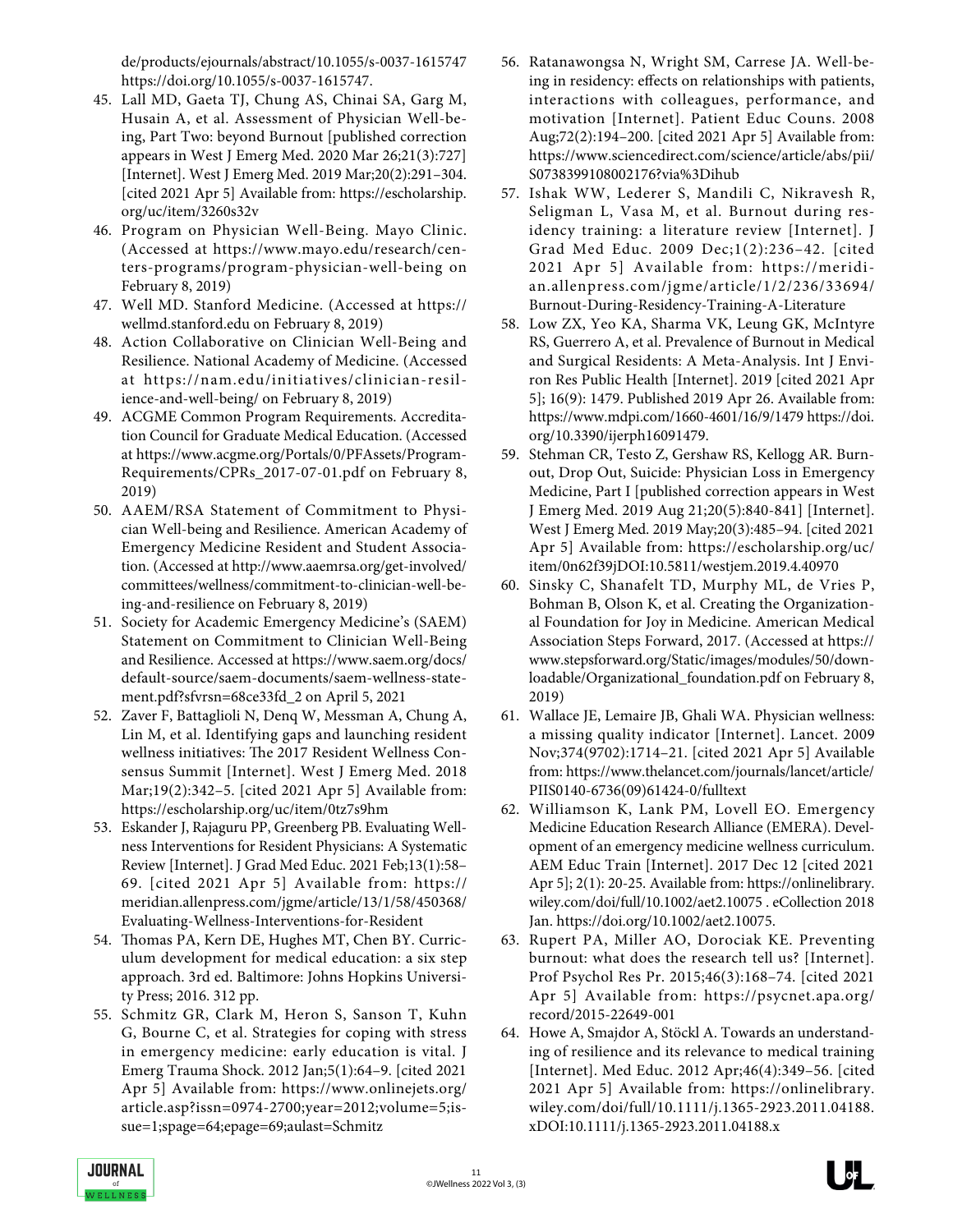de/products/ejournals/abstract/10.1055/s-0037-1615747 https://doi.org/10.1055/s-0037-1615747.

45. Lall MD, Gaeta TJ, Chung AS, Chinai SA, Garg M, Husain A, et al. Assessment of Physician Well-being, Part Two: beyond Burnout [published correction appears in West J Emerg Med. 2020 Mar 26;21(3):727] [Internet]. West J Emerg Med. 2019 Mar;20(2):291–304. [cited 2021 Apr 5] Available from: https://escholarship.org/uc/item/3260s32v
46. Program on Physician Well-Being. Mayo Clinic. (Accessed at https://www.mayo.edu/research/centers-programs/program-physician-well-being on February 8, 2019)
47. Well MD. Stanford Medicine. (Accessed at https://wellmd.stanford.edu on February 8, 2019)
48. Action Collaborative on Clinician Well-Being and Resilience. National Academy of Medicine. (Accessed at https://nam.edu/initiatives/clinician-resilience-and-well-being/ on February 8, 2019)
49. ACGME Common Program Requirements. Accreditation Council for Graduate Medical Education. (Accessed at https://www.acgme.org/Portals/0/PFAssets/ProgramRequirements/CPRs_2017-07-01.pdf on February 8, 2019)
50. AAEM/RSA Statement of Commitment to Physician Well-being and Resilience. American Academy of Emergency Medicine Resident and Student Association. (Accessed at http://www.aaemrsa.org/get-involved/committees/wellness/commitment-to-clinician-well-being-and-resilience on February 8, 2019)
51. Society for Academic Emergency Medicine's (SAEM) Statement on Commitment to Clinician Well-Being and Resilience. Accessed at https://www.saem.org/docs/default-source/saem-documents/saem-wellness-statement.pdf?sfvrsn=68ce33fd_2 on April 5, 2021
52. Zaver F, Battaglioli N, Denq W, Messman A, Chung A, Lin M, et al. Identifying gaps and launching resident wellness initiatives: The 2017 Resident Wellness Consensus Summit [Internet]. West J Emerg Med. 2018 Mar;19(2):342–5. [cited 2021 Apr 5] Available from: https://escholarship.org/uc/item/0tz7s9hm
53. Eskander J, Rajaguru PP, Greenberg PB. Evaluating Wellness Interventions for Resident Physicians: A Systematic Review [Internet]. J Grad Med Educ. 2021 Feb;13(1):58–69. [cited 2021 Apr 5] Available from: https://meridian.allenpress.com/jgme/article/13/1/58/450368/Evaluating-Wellness-Interventions-for-Resident
54. Thomas PA, Kern DE, Hughes MT, Chen BY. Curriculum development for medical education: a six step approach. 3rd ed. Baltimore: Johns Hopkins University Press; 2016. 312 pp.
55. Schmitz GR, Clark M, Heron S, Sanson T, Kuhn G, Bourne C, et al. Strategies for coping with stress in emergency medicine: early education is vital. J Emerg Trauma Shock. 2012 Jan;5(1):64–9. [cited 2021 Apr 5] Available from: https://www.onlinejets.org/article.asp?issn=0974-2700;year=2012;volume=5;issue=1;spage=64;epage=69;aulast=Schmitz
56. Ratanawongsa N, Wright SM, Carrese JA. Well-being in residency: effects on relationships with patients, interactions with colleagues, performance, and motivation [Internet]. Patient Educ Couns. 2008 Aug;72(2):194–200. [cited 2021 Apr 5] Available from: https://www.sciencedirect.com/science/article/abs/pii/S0738399108002176?via%3Dihub
57. Ishak WW, Lederer S, Mandili C, Nikravesh R, Seligman L, Vasa M, et al. Burnout during residency training: a literature review [Internet]. J Grad Med Educ. 2009 Dec;1(2):236–42. [cited 2021 Apr 5] Available from: https://meridian.allenpress.com/jgme/article/1/2/236/33694/Burnout-During-Residency-Training-A-Literature
58. Low ZX, Yeo KA, Sharma VK, Leung GK, McIntyre RS, Guerrero A, et al. Prevalence of Burnout in Medical and Surgical Residents: A Meta-Analysis. Int J Environ Res Public Health [Internet]. 2019 [cited 2021 Apr 5]; 16(9): 1479. Published 2019 Apr 26. Available from: https://www.mdpi.com/1660-4601/16/9/1479 https://doi.org/10.3390/ijerph16091479.
59. Stehman CR, Testo Z, Gershaw RS, Kellogg AR. Burnout, Drop Out, Suicide: Physician Loss in Emergency Medicine, Part I [published correction appears in West J Emerg Med. 2019 Aug 21;20(5):840-841] [Internet]. West J Emerg Med. 2019 May;20(3):485–94. [cited 2021 Apr 5] Available from: https://escholarship.org/uc/item/0n62f39jDOI:10.5811/westjem.2019.4.40970
60. Sinsky C, Shanafelt TD, Murphy ML, de Vries P, Bohman B, Olson K, et al. Creating the Organizational Foundation for Joy in Medicine. American Medical Association Steps Forward, 2017. (Accessed at https://www.stepsforward.org/Static/images/modules/50/downloadable/Organizational_foundation.pdf on February 8, 2019)
61. Wallace JE, Lemaire JB, Ghali WA. Physician wellness: a missing quality indicator [Internet]. Lancet. 2009 Nov;374(9702):1714–21. [cited 2021 Apr 5] Available from: https://www.thelancet.com/journals/lancet/article/PIIS0140-6736(09)61424-0/fulltext
62. Williamson K, Lank PM, Lovell EO. Emergency Medicine Education Research Alliance (EMERA). Development of an emergency medicine wellness curriculum. AEM Educ Train [Internet]. 2017 Dec 12 [cited 2021 Apr 5]; 2(1): 20-25. Available from: https://onlinelibrary.wiley.com/doi/full/10.1002/aet2.10075 . eCollection 2018 Jan. https://doi.org/10.1002/aet2.10075.
63. Rupert PA, Miller AO, Dorociak KE. Preventing burnout: what does the research tell us? [Internet]. Prof Psychol Res Pr. 2015;46(3):168–74. [cited 2021 Apr 5] Available from: https://psycnet.apa.org/record/2015-22649-001
64. Howe A, Smajdor A, Stöckl A. Towards an understanding of resilience and its relevance to medical training [Internet]. Med Educ. 2012 Apr;46(4):349–56. [cited 2021 Apr 5] Available from: https://onlinelibrary.wiley.com/doi/full/10.1111/j.1365-2923.2011.04188.xDOI:10.1111/j.1365-2923.2011.04188.x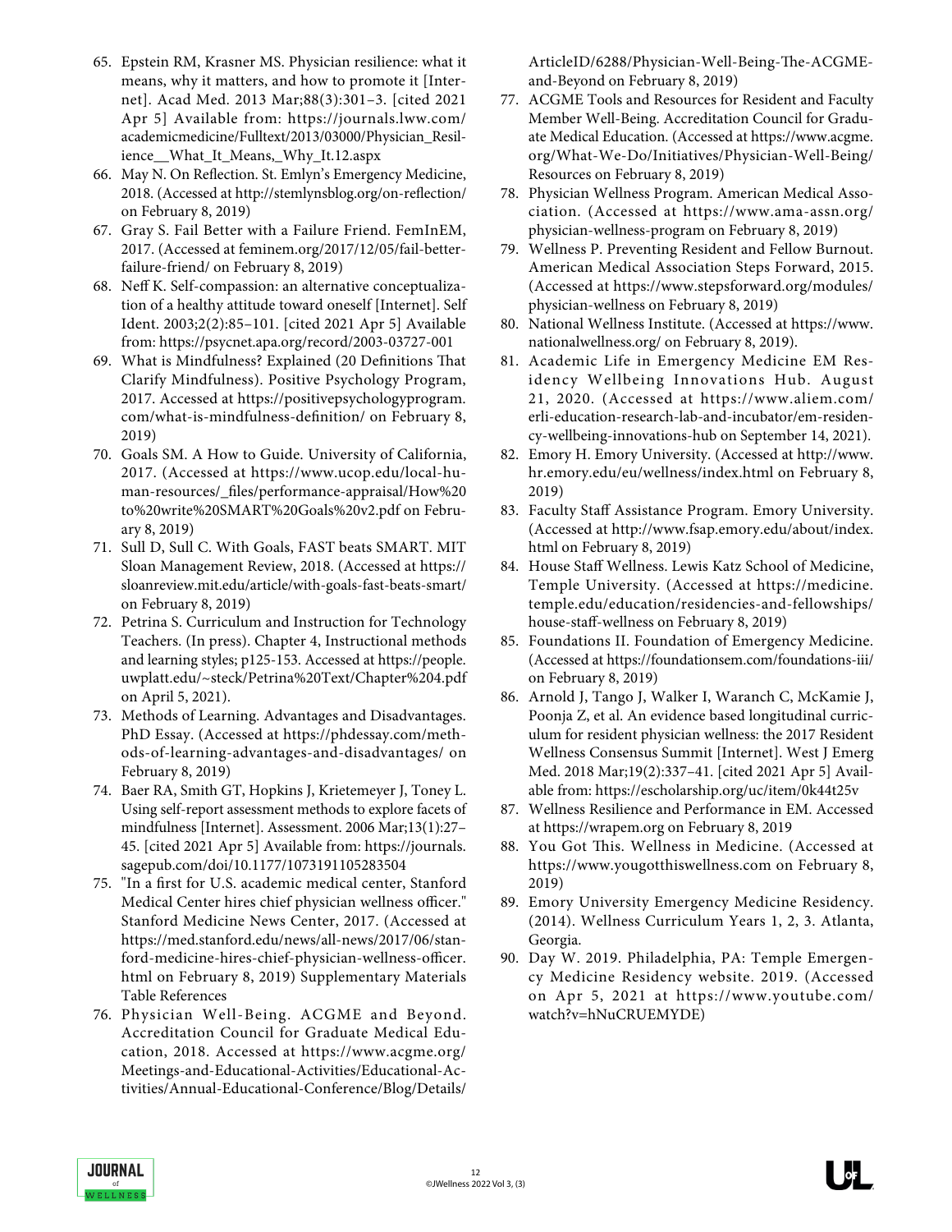65. Epstein RM, Krasner MS. Physician resilience: what it means, why it matters, and how to promote it [Internet]. Acad Med. 2013 Mar;88(3):301–3. [cited 2021 Apr 5] Available from: https://journals.lww.com/academicmedicine/Fulltext/2013/03000/Physician_Resilience__What_It_Means,_Why_It.12.aspx
66. May N. On Reflection. St. Emlyn's Emergency Medicine, 2018. (Accessed at http://stemlynsblog.org/on-reflection/ on February 8, 2019)
67. Gray S. Fail Better with a Failure Friend. FemInEM, 2017. (Accessed at feminem.org/2017/12/05/fail-better-failure-friend/ on February 8, 2019)
68. Neff K. Self-compassion: an alternative conceptualization of a healthy attitude toward oneself [Internet]. Self Ident. 2003;2(2):85–101. [cited 2021 Apr 5] Available from: https://psycnet.apa.org/record/2003-03727-001
69. What is Mindfulness? Explained (20 Definitions That Clarify Mindfulness). Positive Psychology Program, 2017. Accessed at https://positivepsychologyprogram.com/what-is-mindfulness-definition/ on February 8, 2019)
70. Goals SM. A How to Guide. University of California, 2017. (Accessed at https://www.ucop.edu/local-human-resources/_files/performance-appraisal/How%20to%20write%20SMART%20Goals%20v2.pdf on February 8, 2019)
71. Sull D, Sull C. With Goals, FAST beats SMART. MIT Sloan Management Review, 2018. (Accessed at https://sloanreview.mit.edu/article/with-goals-fast-beats-smart/ on February 8, 2019)
72. Petrina S. Curriculum and Instruction for Technology Teachers. (In press). Chapter 4, Instructional methods and learning styles; p125-153. Accessed at https://people.uwplatt.edu/~steck/Petrina%20Text/Chapter%204.pdf on April 5, 2021).
73. Methods of Learning. Advantages and Disadvantages. PhD Essay. (Accessed at https://phdessay.com/methods-of-learning-advantages-and-disadvantages/ on February 8, 2019)
74. Baer RA, Smith GT, Hopkins J, Krietemeyer J, Toney L. Using self-report assessment methods to explore facets of mindfulness [Internet]. Assessment. 2006 Mar;13(1):27–45. [cited 2021 Apr 5] Available from: https://journals.sagepub.com/doi/10.1177/1073191105283504
75. "In a first for U.S. academic medical center, Stanford Medical Center hires chief physician wellness officer." Stanford Medicine News Center, 2017. (Accessed at https://med.stanford.edu/news/all-news/2017/06/stanford-medicine-hires-chief-physician-wellness-officer.html on February 8, 2019) Supplementary Materials Table References
76. Physician Well-Being. ACGME and Beyond. Accreditation Council for Graduate Medical Education, 2018. Accessed at https://www.acgme.org/Meetings-and-Educational-Activities/Educational-Activities/Annual-Educational-Conference/Blog/Details/ArticleID/6288/Physician-Well-Being-The-ACGME-and-Beyond on February 8, 2019)
77. ACGME Tools and Resources for Resident and Faculty Member Well-Being. Accreditation Council for Graduate Medical Education. (Accessed at https://www.acgme.org/What-We-Do/Initiatives/Physician-Well-Being/Resources on February 8, 2019)
78. Physician Wellness Program. American Medical Association. (Accessed at https://www.ama-assn.org/physician-wellness-program on February 8, 2019)
79. Wellness P. Preventing Resident and Fellow Burnout. American Medical Association Steps Forward, 2015. (Accessed at https://www.stepsforward.org/modules/physician-wellness on February 8, 2019)
80. National Wellness Institute. (Accessed at https://www.nationalwellness.org/ on February 8, 2019).
81. Academic Life in Emergency Medicine EM Residency Wellbeing Innovations Hub. August 21, 2020. (Accessed at https://www.aliem.com/erli-education-research-lab-and-incubator/em-residency-wellbeing-innovations-hub on September 14, 2021).
82. Emory H. Emory University. (Accessed at http://www.hr.emory.edu/eu/wellness/index.html on February 8, 2019)
83. Faculty Staff Assistance Program. Emory University. (Accessed at http://www.fsap.emory.edu/about/index.html on February 8, 2019)
84. House Staff Wellness. Lewis Katz School of Medicine, Temple University. (Accessed at https://medicine.temple.edu/education/residencies-and-fellowships/house-staff-wellness on February 8, 2019)
85. Foundations II. Foundation of Emergency Medicine. (Accessed at https://foundationsem.com/foundations-iii/ on February 8, 2019)
86. Arnold J, Tango J, Walker I, Waranch C, McKamie J, Poonja Z, et al. An evidence based longitudinal curriculum for resident physician wellness: the 2017 Resident Wellness Consensus Summit [Internet]. West J Emerg Med. 2018 Mar;19(2):337–41. [cited 2021 Apr 5] Available from: https://escholarship.org/uc/item/0k44t25v
87. Wellness Resilience and Performance in EM. Accessed at https://wrapem.org on February 8, 2019
88. You Got This. Wellness in Medicine. (Accessed at https://www.yougotthiswellness.com on February 8, 2019)
89. Emory University Emergency Medicine Residency. (2014). Wellness Curriculum Years 1, 2, 3. Atlanta, Georgia.
90. Day W. 2019. Philadelphia, PA: Temple Emergency Medicine Residency website. 2019. (Accessed on Apr 5, 2021 at https://www.youtube.com/watch?v=hNuCRUEMYDE)